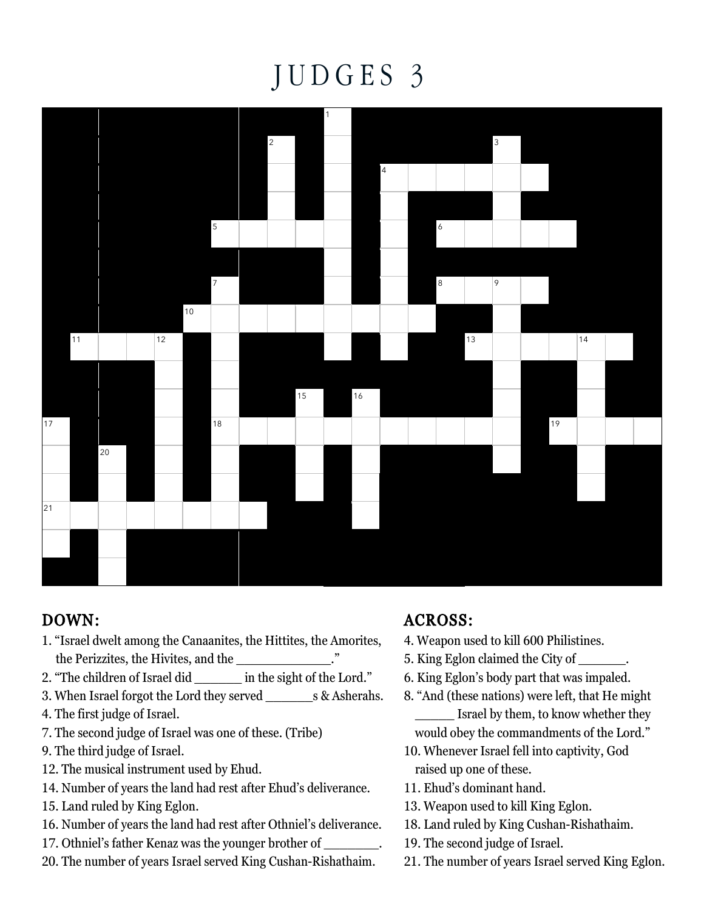# JUDGES 3

## DOWN:

1. "Israel dwelt among the Canaanites, the Hittites, the Amorites, the Perizzites, the Hivites, and the ____________."
2. "The children of Israel did ______ in the sight of the Lord."
3. When Israel forgot the Lord they served ______s & Asherahs.
4. The first judge of Israel.
7. The second judge of Israel was one of these. (Tribe)
9. The third judge of Israel.
12. The musical instrument used by Ehud.
14. Number of years the land had rest after Ehud's deliverance.
15. Land ruled by King Eglon.
16. Number of years the land had rest after Othniel's deliverance.
17. Othniel's father Kenaz was the younger brother of ________.
20. The number of years Israel served King Cushan-Rishathaim.

## ACROSS:

4. Weapon used to kill 600 Philistines.
5. King Eglon claimed the City of ______.
6. King Eglon's body part that was impaled.
8. "And (these nations) were left, that He might _____ Israel by them, to know whether they would obey the commandments of the Lord."
10. Whenever Israel fell into captivity, God raised up one of these.
11. Ehud's dominant hand.
13. Weapon used to kill King Eglon.
18. Land ruled by King Cushan-Rishathaim.
19. The second judge of Israel.
21. The number of years Israel served King Eglon.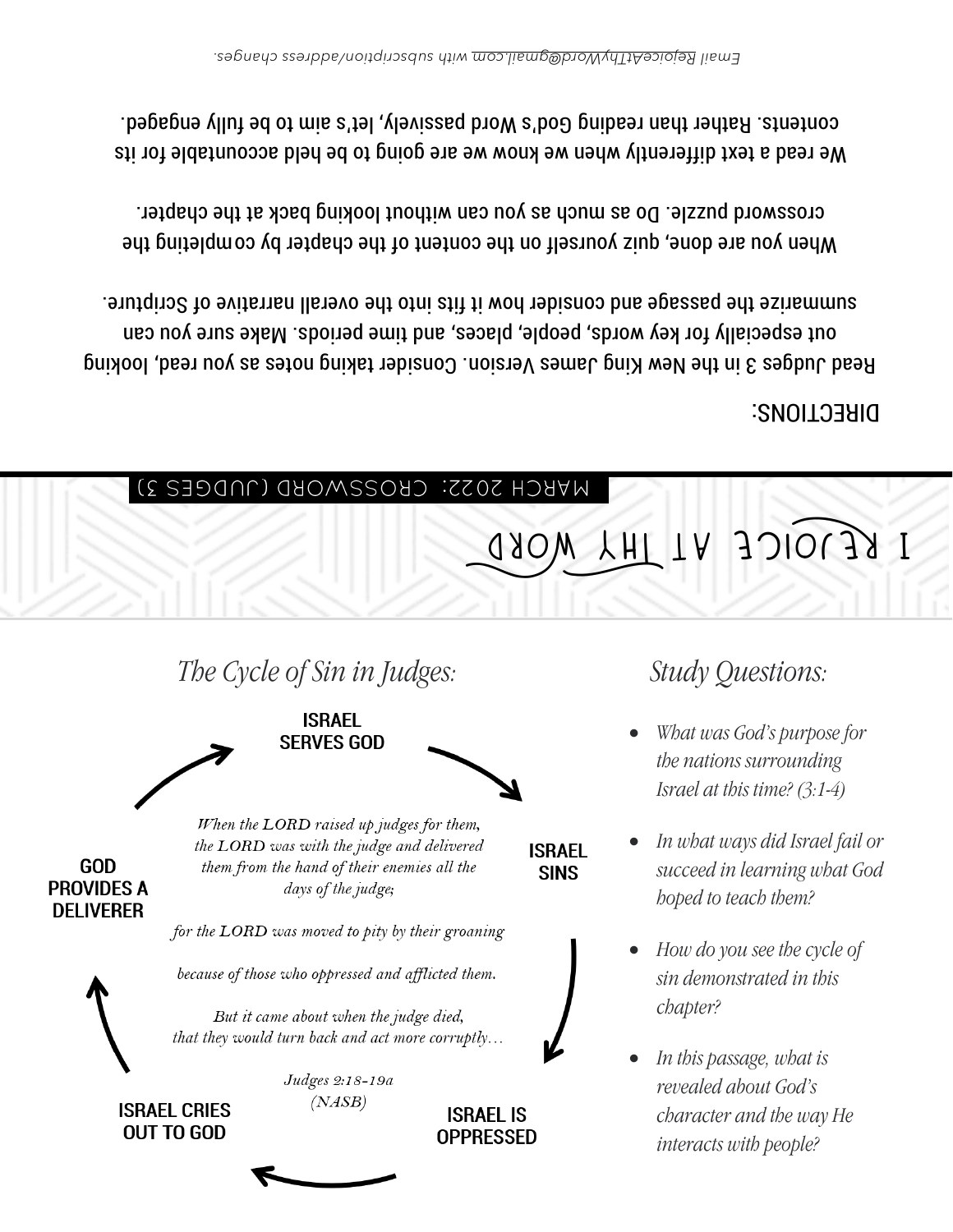# I REJOICE AT THY WORD

## MARCH 2022: CROSSWORD (JUDGES 3)

DIRECTIONS:

Read Judges 3 in the New King James Version. Consider taking notes as you read, looking out especially for key words, people, places, and time periods. Make sure you can summarize the passage and consider how it fits into the overall narrative of Scripture.

When you are done, quiz yourself on the content of the chapter by completing the crossword puzzle. Do as much as you can without looking back at the chapter.

We read a text differently when we know we are going to be held accountable for its contents. Rather than reading God's Word passively, let's aim to be fully engaged.

*Email RejoiceAtThyWord@gmail.com with subscription/address changes.*

## *The Cycle of Sin in Judges:*

**ISRAEL SERVES GOD**

**ISRAEL SINS**

**ISRAEL IS OPPRESSED**

**ISRAEL CRIES OUT TO GOD**

**GOD PROVIDES A DELIVERER**

*When the LORD raised up judges for them, the LORD was with the judge and delivered them from the hand of their enemies all the days of the judge;*

*for the LORD was moved to pity by their groaning*

*because of those who oppressed and afflicted them.*

*But it came about when the judge died, that they would turn back and act more corruptly…*

*Judges 2:18-19a (NASB)*

## *Study Questions:*

- *What was God's purpose for the nations surrounding Israel at this time? (3:1-4)*
- *In what ways did Israel fail or succeed in learning what God hoped to teach them?*
- *How do you see the cycle of sin demonstrated in this chapter?*
- *In this passage, what is revealed about God's character and the way He interacts with people?*